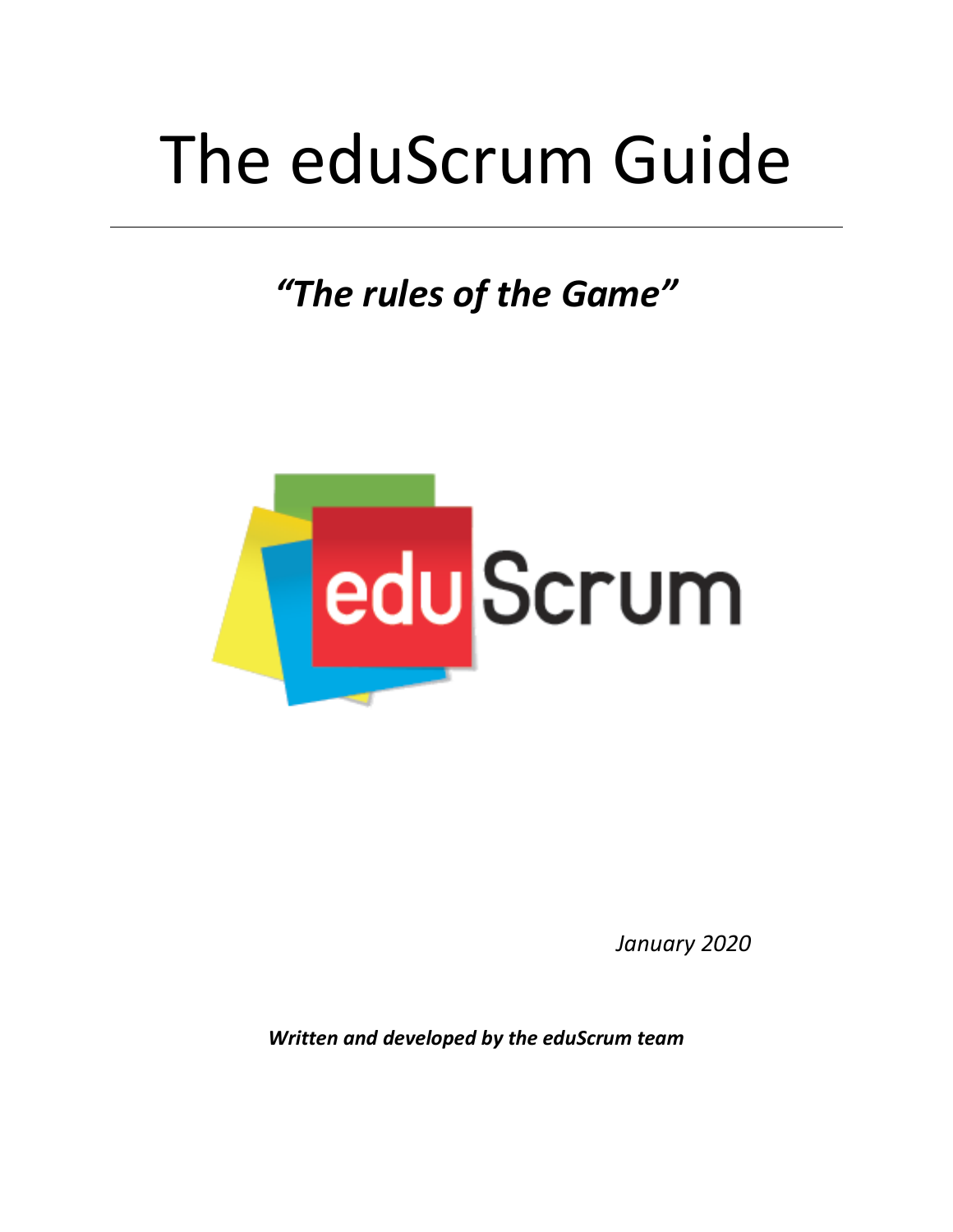# The eduScrum Guide

## *"The rules of the Game"*

*January 2020*

***Written and developed by the eduScrum team***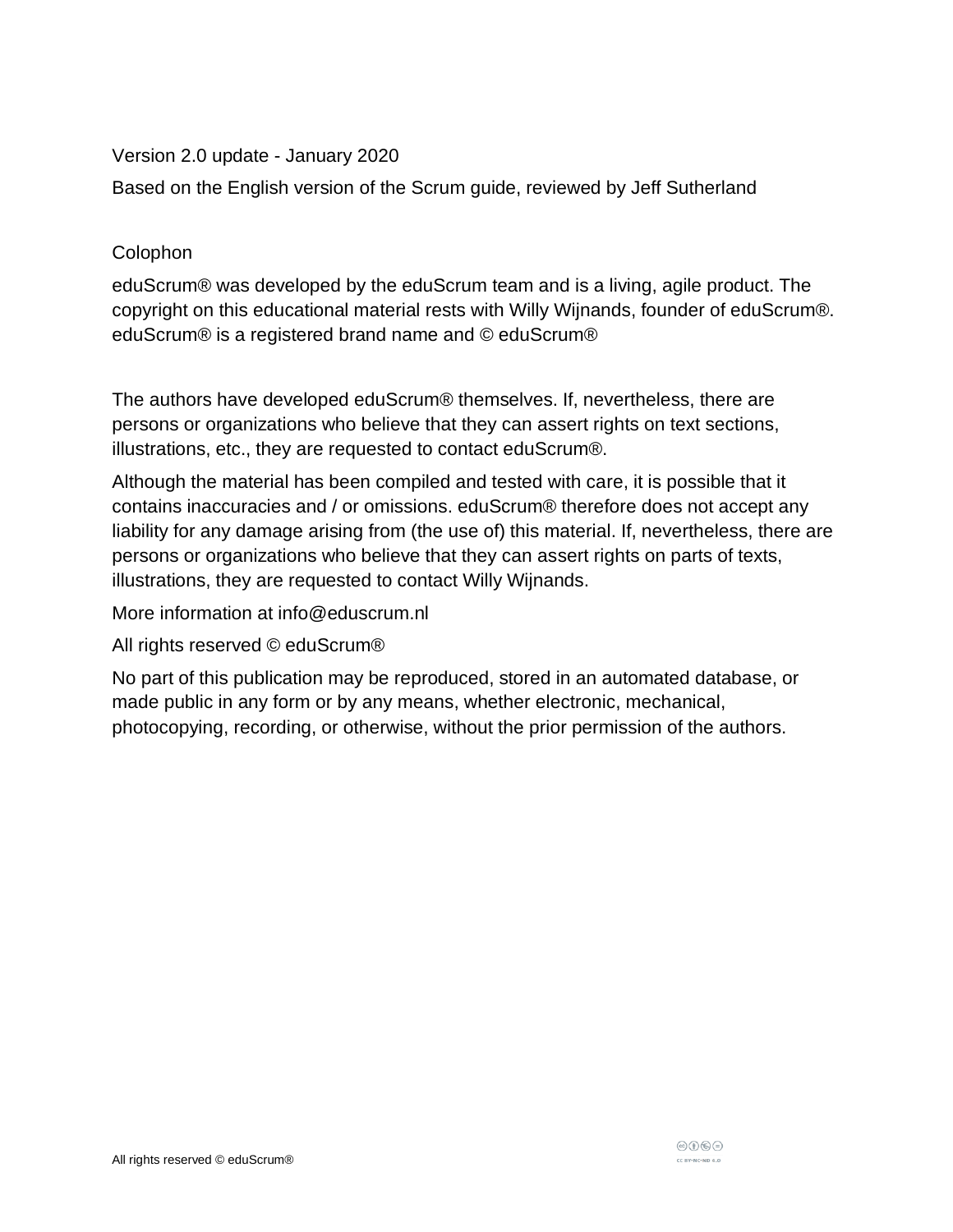Version 2.0 update - January 2020

Based on the English version of the Scrum guide, reviewed by Jeff Sutherland

Colophon

eduScrum® was developed by the eduScrum team and is a living, agile product. The copyright on this educational material rests with Willy Wijnands, founder of eduScrum®. eduScrum® is a registered brand name and © eduScrum®

The authors have developed eduScrum® themselves. If, nevertheless, there are persons or organizations who believe that they can assert rights on text sections, illustrations, etc., they are requested to contact eduScrum®.

Although the material has been compiled and tested with care, it is possible that it contains inaccuracies and / or omissions. eduScrum® therefore does not accept any liability for any damage arising from (the use of) this material. If, nevertheless, there are persons or organizations who believe that they can assert rights on parts of texts, illustrations, they are requested to contact Willy Wijnands.

More information at info@eduscrum.nl

All rights reserved © eduScrum®

No part of this publication may be reproduced, stored in an automated database, or made public in any form or by any means, whether electronic, mechanical, photocopying, recording, or otherwise, without the prior permission of the authors.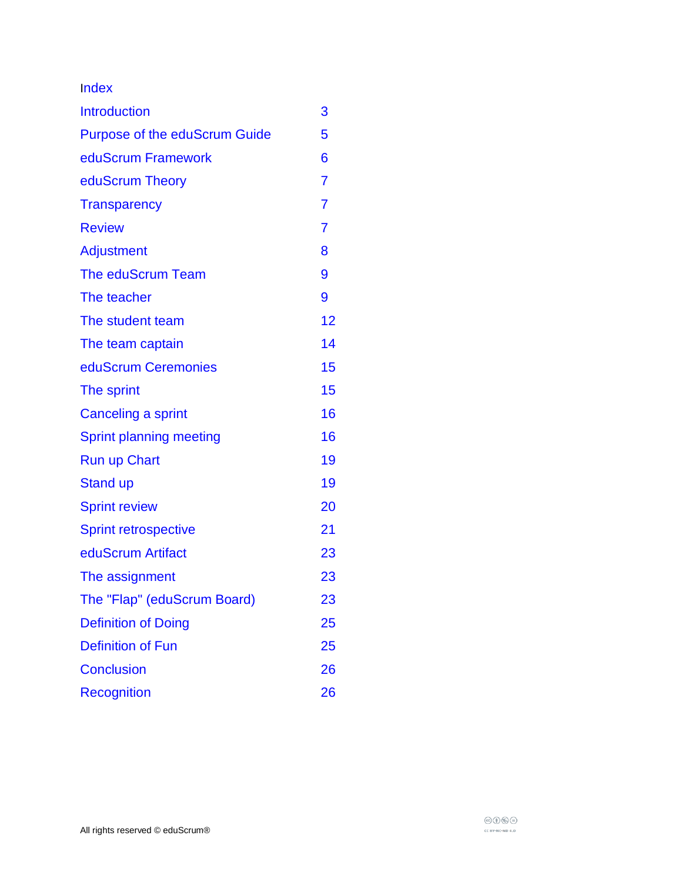# Index

| | |
|---|---|
| Introduction | 3 |
| Purpose of the eduScrum Guide | 5 |
| eduScrum Framework | 6 |
| eduScrum Theory | 7 |
| Transparency | 7 |
| Review | 7 |
| Adjustment | 8 |
| The eduScrum Team | 9 |
| The teacher | 9 |
| The student team | 12 |
| The team captain | 14 |
| eduScrum Ceremonies | 15 |
| The sprint | 15 |
| Canceling a sprint | 16 |
| Sprint planning meeting | 16 |
| Run up Chart | 19 |
| Stand up | 19 |
| Sprint review | 20 |
| Sprint retrospective | 21 |
| eduScrum Artifact | 23 |
| The assignment | 23 |
| The "Flap" (eduScrum Board) | 23 |
| Definition of Doing | 25 |
| Definition of Fun | 25 |
| Conclusion | 26 |
| Recognition | 26 |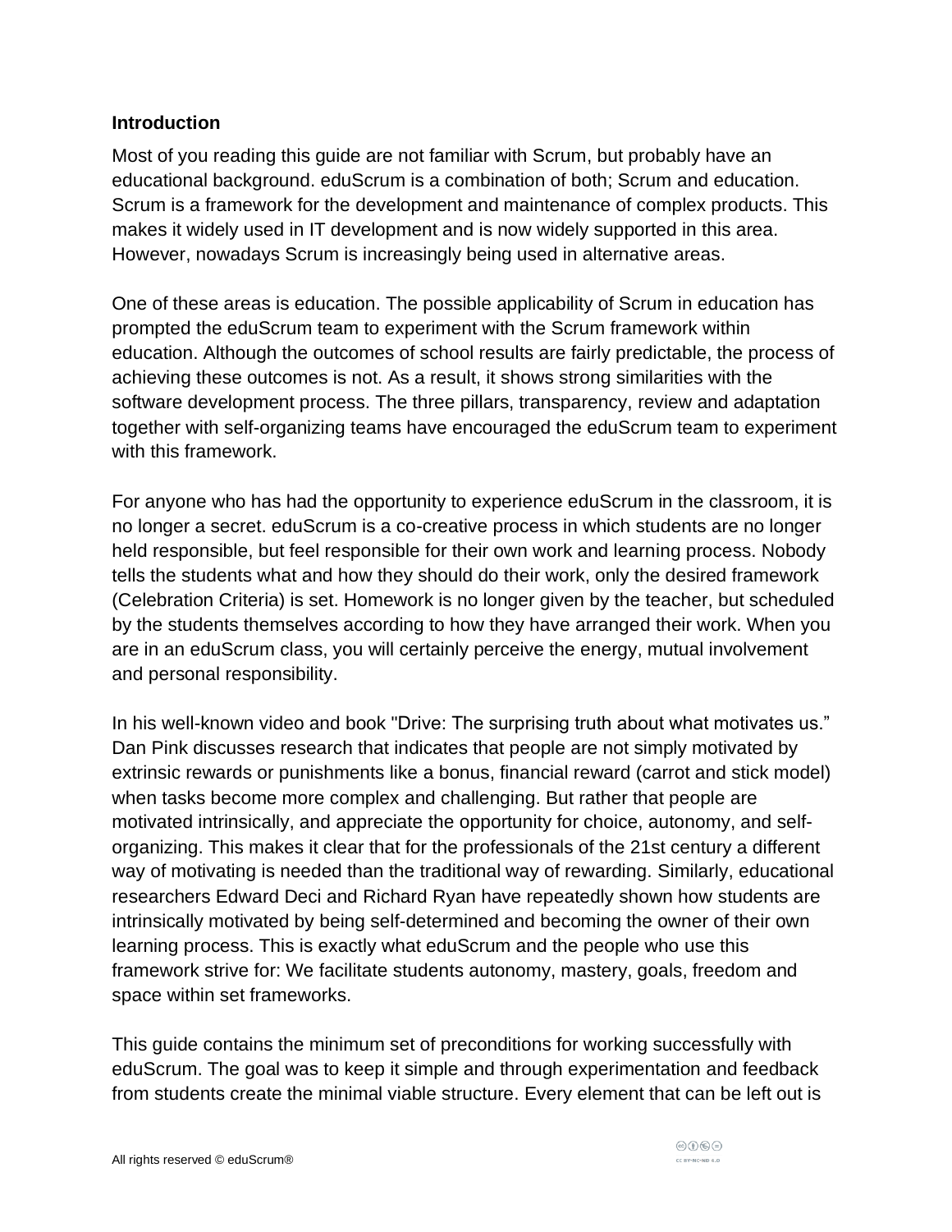## Introduction

Most of you reading this guide are not familiar with Scrum, but probably have an educational background. eduScrum is a combination of both; Scrum and education. Scrum is a framework for the development and maintenance of complex products. This makes it widely used in IT development and is now widely supported in this area. However, nowadays Scrum is increasingly being used in alternative areas.

One of these areas is education. The possible applicability of Scrum in education has prompted the eduScrum team to experiment with the Scrum framework within education. Although the outcomes of school results are fairly predictable, the process of achieving these outcomes is not. As a result, it shows strong similarities with the software development process. The three pillars, transparency, review and adaptation together with self-organizing teams have encouraged the eduScrum team to experiment with this framework.

For anyone who has had the opportunity to experience eduScrum in the classroom, it is no longer a secret. eduScrum is a co-creative process in which students are no longer held responsible, but feel responsible for their own work and learning process. Nobody tells the students what and how they should do their work, only the desired framework (Celebration Criteria) is set. Homework is no longer given by the teacher, but scheduled by the students themselves according to how they have arranged their work. When you are in an eduScrum class, you will certainly perceive the energy, mutual involvement and personal responsibility.

In his well-known video and book "Drive: The surprising truth about what motivates us." Dan Pink discusses research that indicates that people are not simply motivated by extrinsic rewards or punishments like a bonus, financial reward (carrot and stick model) when tasks become more complex and challenging. But rather that people are motivated intrinsically, and appreciate the opportunity for choice, autonomy, and self-organizing. This makes it clear that for the professionals of the 21st century a different way of motivating is needed than the traditional way of rewarding. Similarly, educational researchers Edward Deci and Richard Ryan have repeatedly shown how students are intrinsically motivated by being self-determined and becoming the owner of their own learning process. This is exactly what eduScrum and the people who use this framework strive for: We facilitate students autonomy, mastery, goals, freedom and space within set frameworks.

This guide contains the minimum set of preconditions for working successfully with eduScrum. The goal was to keep it simple and through experimentation and feedback from students create the minimal viable structure. Every element that can be left out is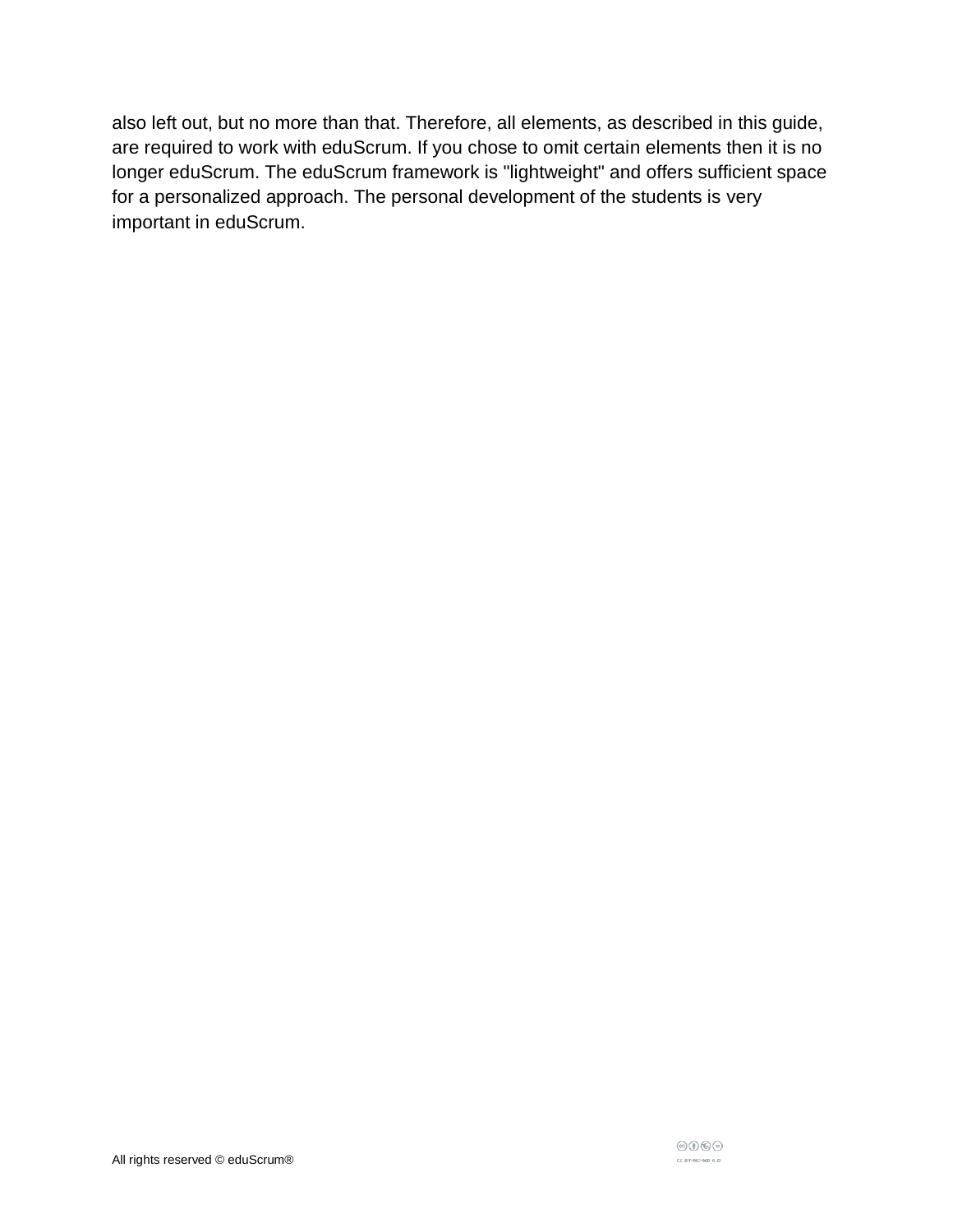also left out, but no more than that. Therefore, all elements, as described in this guide, are required to work with eduScrum. If you chose to omit certain elements then it is no longer eduScrum. The eduScrum framework is "lightweight" and offers sufficient space for a personalized approach. The personal development of the students is very important in eduScrum.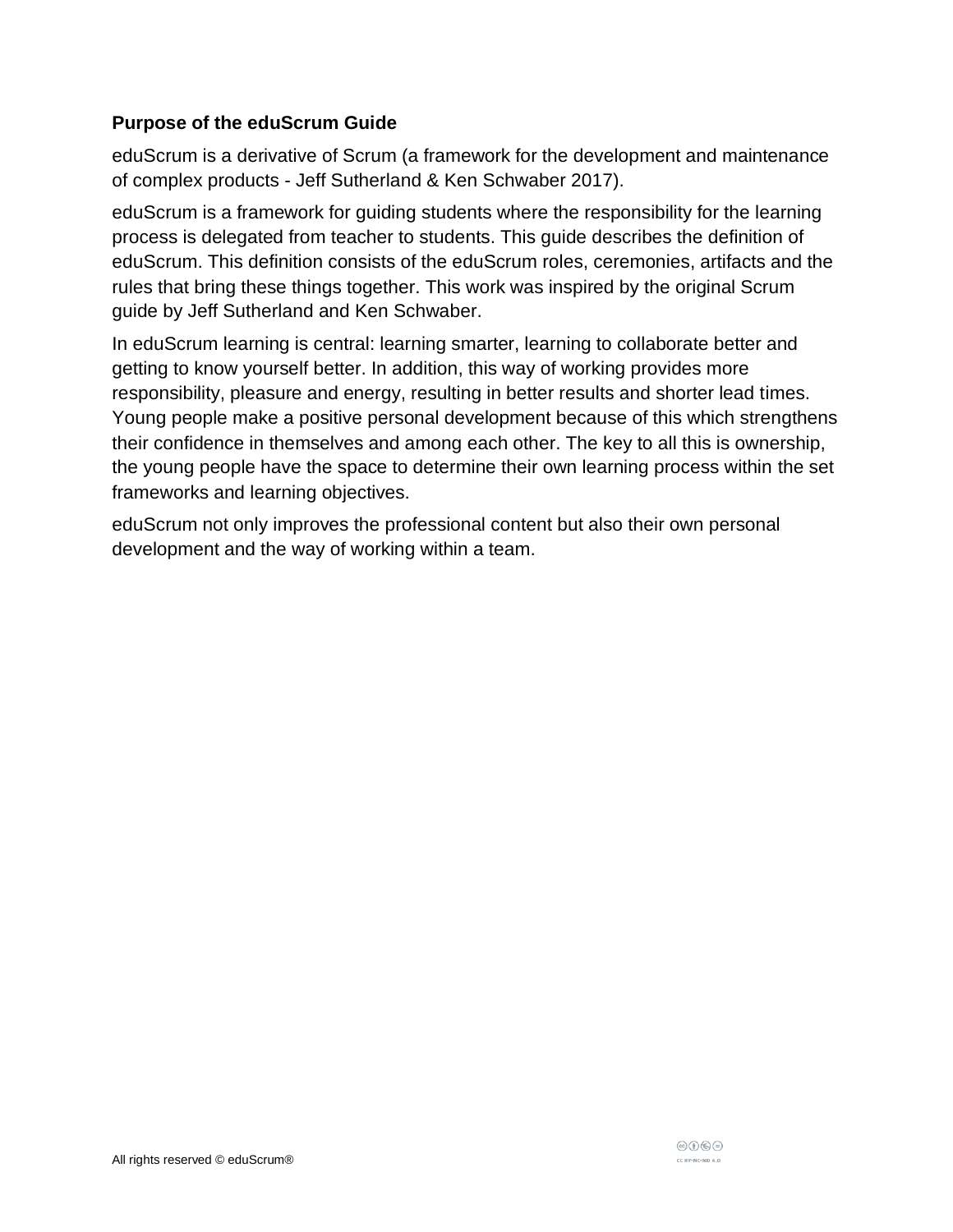## Purpose of the eduScrum Guide

eduScrum is a derivative of Scrum (a framework for the development and maintenance of complex products - Jeff Sutherland & Ken Schwaber 2017).

eduScrum is a framework for guiding students where the responsibility for the learning process is delegated from teacher to students. This guide describes the definition of eduScrum. This definition consists of the eduScrum roles, ceremonies, artifacts and the rules that bring these things together. This work was inspired by the original Scrum guide by Jeff Sutherland and Ken Schwaber.

In eduScrum learning is central: learning smarter, learning to collaborate better and getting to know yourself better. In addition, this way of working provides more responsibility, pleasure and energy, resulting in better results and shorter lead times. Young people make a positive personal development because of this which strengthens their confidence in themselves and among each other. The key to all this is ownership, the young people have the space to determine their own learning process within the set frameworks and learning objectives.

eduScrum not only improves the professional content but also their own personal development and the way of working within a team.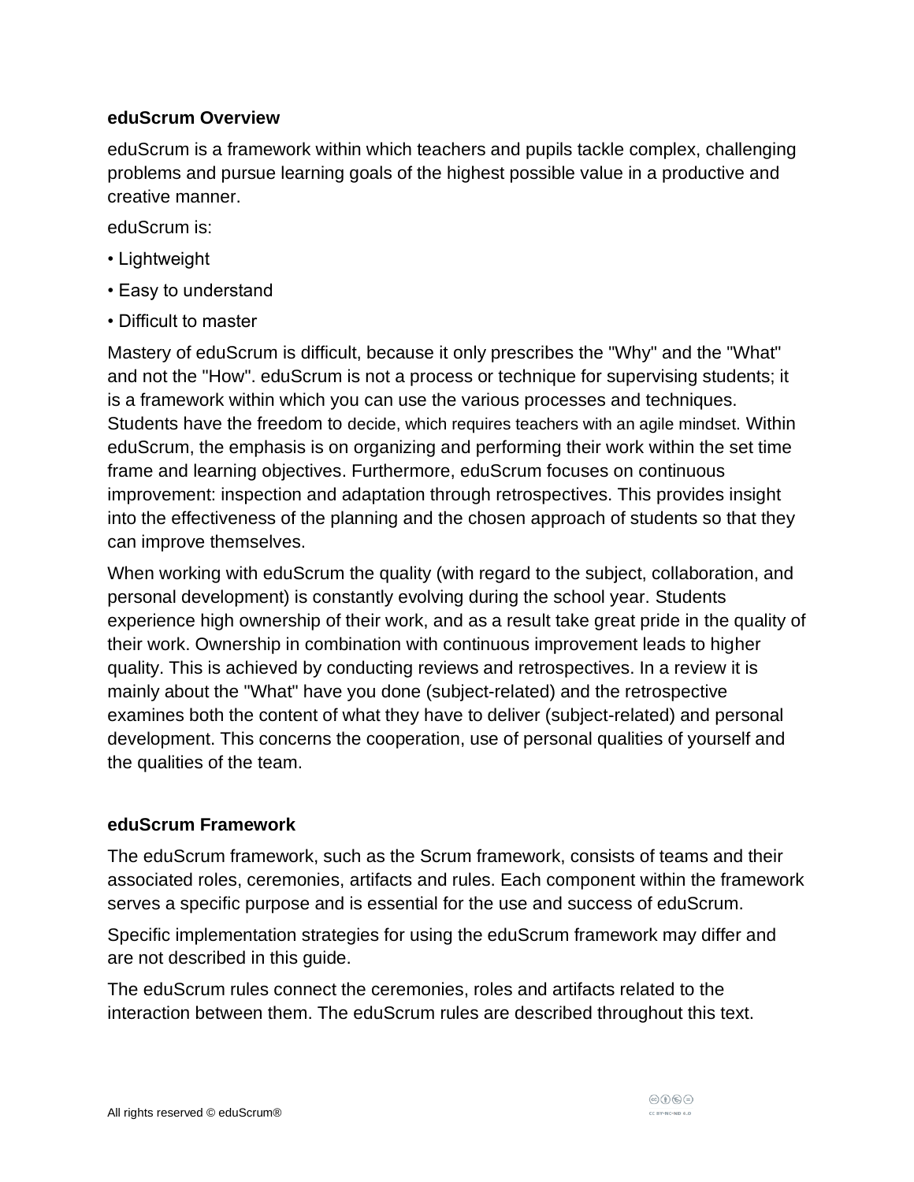## eduScrum Overview

eduScrum is a framework within which teachers and pupils tackle complex, challenging problems and pursue learning goals of the highest possible value in a productive and creative manner.

eduScrum is:

- Lightweight
- Easy to understand
- Difficult to master

Mastery of eduScrum is difficult, because it only prescribes the "Why" and the "What" and not the "How". eduScrum is not a process or technique for supervising students; it is a framework within which you can use the various processes and techniques. Students have the freedom to decide, which requires teachers with an agile mindset. Within eduScrum, the emphasis is on organizing and performing their work within the set time frame and learning objectives. Furthermore, eduScrum focuses on continuous improvement: inspection and adaptation through retrospectives. This provides insight into the effectiveness of the planning and the chosen approach of students so that they can improve themselves.

When working with eduScrum the quality (with regard to the subject, collaboration, and personal development) is constantly evolving during the school year. Students experience high ownership of their work, and as a result take great pride in the quality of their work. Ownership in combination with continuous improvement leads to higher quality. This is achieved by conducting reviews and retrospectives. In a review it is mainly about the "What" have you done (subject-related) and the retrospective examines both the content of what they have to deliver (subject-related) and personal development. This concerns the cooperation, use of personal qualities of yourself and the qualities of the team.

## eduScrum Framework

The eduScrum framework, such as the Scrum framework, consists of teams and their associated roles, ceremonies, artifacts and rules. Each component within the framework serves a specific purpose and is essential for the use and success of eduScrum.

Specific implementation strategies for using the eduScrum framework may differ and are not described in this guide.

The eduScrum rules connect the ceremonies, roles and artifacts related to the interaction between them. The eduScrum rules are described throughout this text.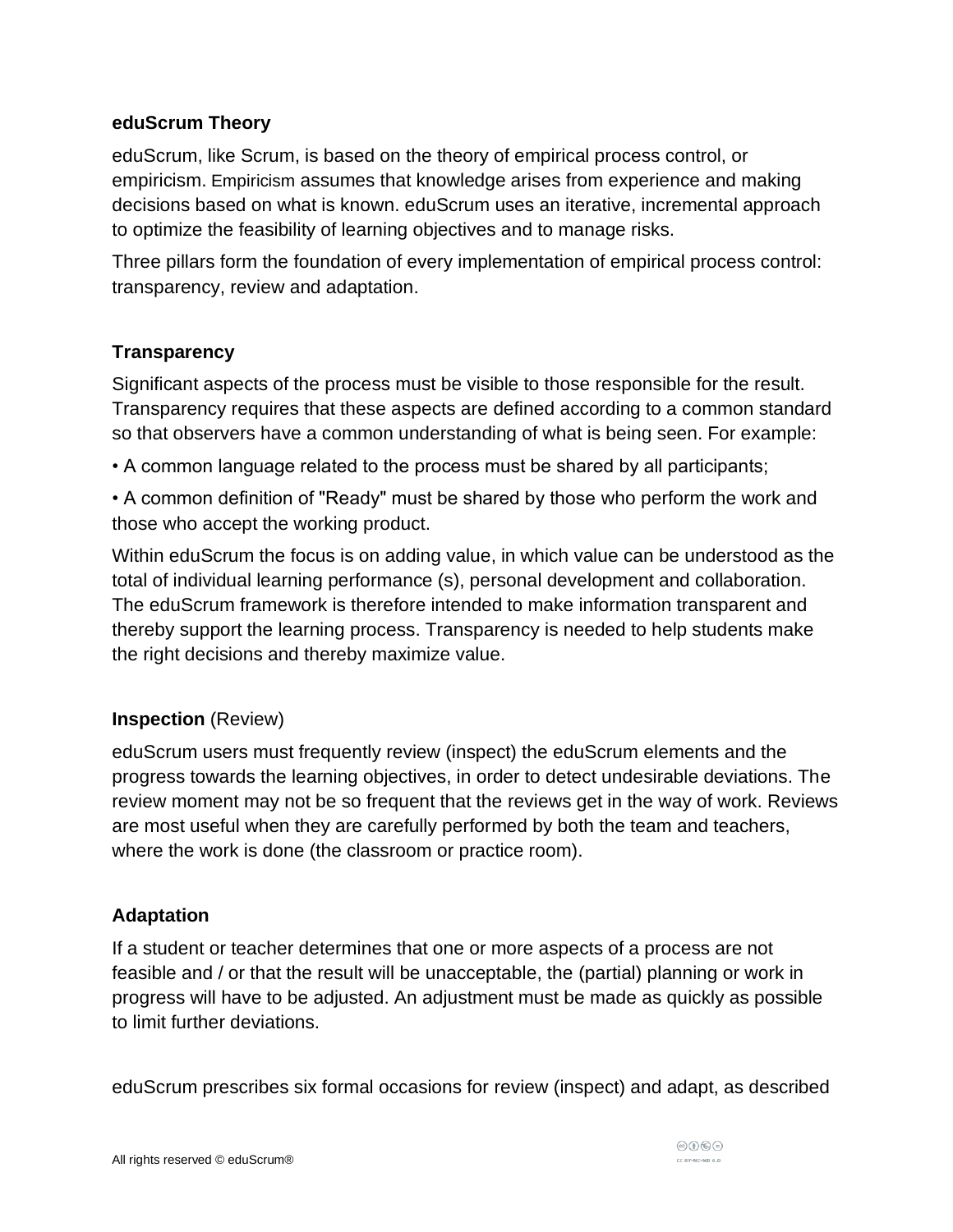## eduScrum Theory

eduScrum, like Scrum, is based on the theory of empirical process control, or empiricism. Empiricism assumes that knowledge arises from experience and making decisions based on what is known. eduScrum uses an iterative, incremental approach to optimize the feasibility of learning objectives and to manage risks.

Three pillars form the foundation of every implementation of empirical process control: transparency, review and adaptation.

### Transparency

Significant aspects of the process must be visible to those responsible for the result. Transparency requires that these aspects are defined according to a common standard so that observers have a common understanding of what is being seen. For example:

- A common language related to the process must be shared by all participants;
- A common definition of "Ready" must be shared by those who perform the work and those who accept the working product.

Within eduScrum the focus is on adding value, in which value can be understood as the total of individual learning performance (s), personal development and collaboration. The eduScrum framework is therefore intended to make information transparent and thereby support the learning process. Transparency is needed to help students make the right decisions and thereby maximize value.

### **Inspection** (Review)

eduScrum users must frequently review (inspect) the eduScrum elements and the progress towards the learning objectives, in order to detect undesirable deviations. The review moment may not be so frequent that the reviews get in the way of work. Reviews are most useful when they are carefully performed by both the team and teachers, where the work is done (the classroom or practice room).

### Adaptation

If a student or teacher determines that one or more aspects of a process are not feasible and / or that the result will be unacceptable, the (partial) planning or work in progress will have to be adjusted. An adjustment must be made as quickly as possible to limit further deviations.

eduScrum prescribes six formal occasions for review (inspect) and adapt, as described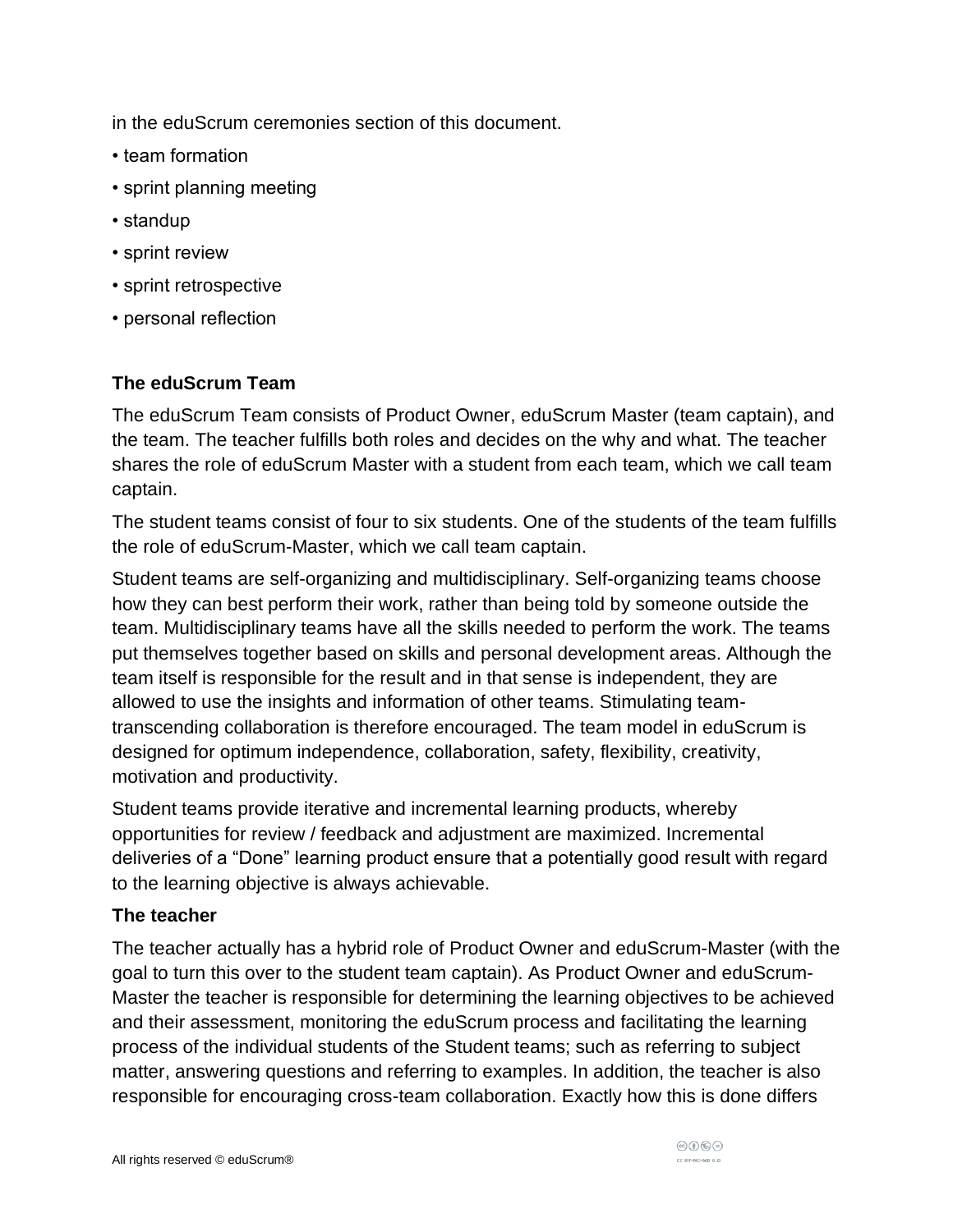in the eduScrum ceremonies section of this document.

- team formation
- sprint planning meeting
- standup
- sprint review
- sprint retrospective
- personal reflection

### The eduScrum Team

The eduScrum Team consists of Product Owner, eduScrum Master (team captain), and the team. The teacher fulfills both roles and decides on the why and what. The teacher shares the role of eduScrum Master with a student from each team, which we call team captain.

The student teams consist of four to six students. One of the students of the team fulfills the role of eduScrum-Master, which we call team captain.

Student teams are self-organizing and multidisciplinary. Self-organizing teams choose how they can best perform their work, rather than being told by someone outside the team. Multidisciplinary teams have all the skills needed to perform the work. The teams put themselves together based on skills and personal development areas. Although the team itself is responsible for the result and in that sense is independent, they are allowed to use the insights and information of other teams. Stimulating team-transcending collaboration is therefore encouraged. The team model in eduScrum is designed for optimum independence, collaboration, safety, flexibility, creativity, motivation and productivity.

Student teams provide iterative and incremental learning products, whereby opportunities for review / feedback and adjustment are maximized. Incremental deliveries of a “Done” learning product ensure that a potentially good result with regard to the learning objective is always achievable.

### The teacher

The teacher actually has a hybrid role of Product Owner and eduScrum-Master (with the goal to turn this over to the student team captain). As Product Owner and eduScrum-Master the teacher is responsible for determining the learning objectives to be achieved and their assessment, monitoring the eduScrum process and facilitating the learning process of the individual students of the Student teams; such as referring to subject matter, answering questions and referring to examples. In addition, the teacher is also responsible for encouraging cross-team collaboration. Exactly how this is done differs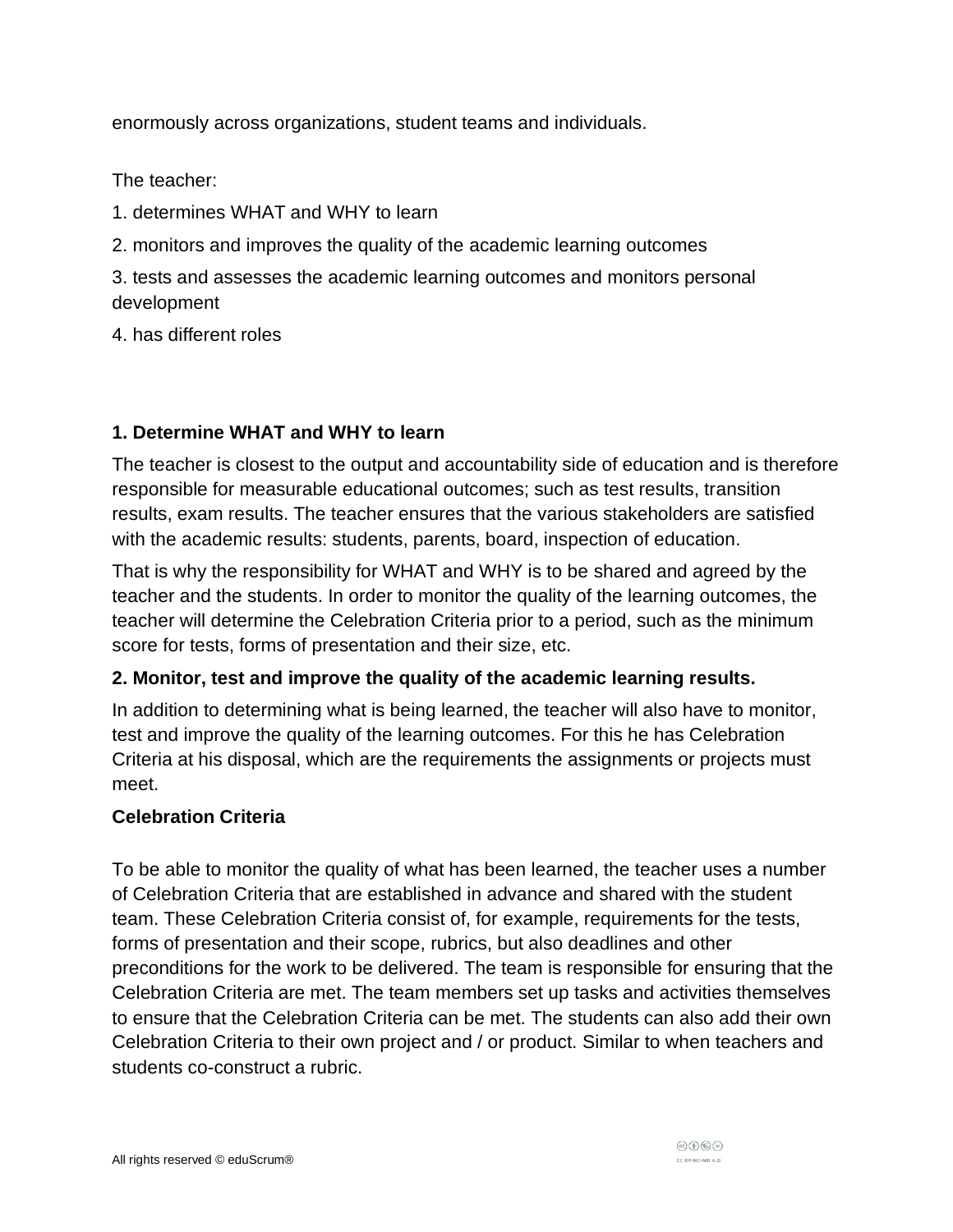enormously across organizations, student teams and individuals.

The teacher:

1. determines WHAT and WHY to learn
2. monitors and improves the quality of the academic learning outcomes
3. tests and assesses the academic learning outcomes and monitors personal development
4. has different roles

**1. Determine WHAT and WHY to learn**

The teacher is closest to the output and accountability side of education and is therefore responsible for measurable educational outcomes; such as test results, transition results, exam results. The teacher ensures that the various stakeholders are satisfied with the academic results: students, parents, board, inspection of education.

That is why the responsibility for WHAT and WHY is to be shared and agreed by the teacher and the students. In order to monitor the quality of the learning outcomes, the teacher will determine the Celebration Criteria prior to a period, such as the minimum score for tests, forms of presentation and their size, etc.

**2. Monitor, test and improve the quality of the academic learning results.**

In addition to determining what is being learned, the teacher will also have to monitor, test and improve the quality of the learning outcomes. For this he has Celebration Criteria at his disposal, which are the requirements the assignments or projects must meet.

**Celebration Criteria**

To be able to monitor the quality of what has been learned, the teacher uses a number of Celebration Criteria that are established in advance and shared with the student team. These Celebration Criteria consist of, for example, requirements for the tests, forms of presentation and their scope, rubrics, but also deadlines and other preconditions for the work to be delivered. The team is responsible for ensuring that the Celebration Criteria are met. The team members set up tasks and activities themselves to ensure that the Celebration Criteria can be met. The students can also add their own Celebration Criteria to their own project and / or product. Similar to when teachers and students co-construct a rubric.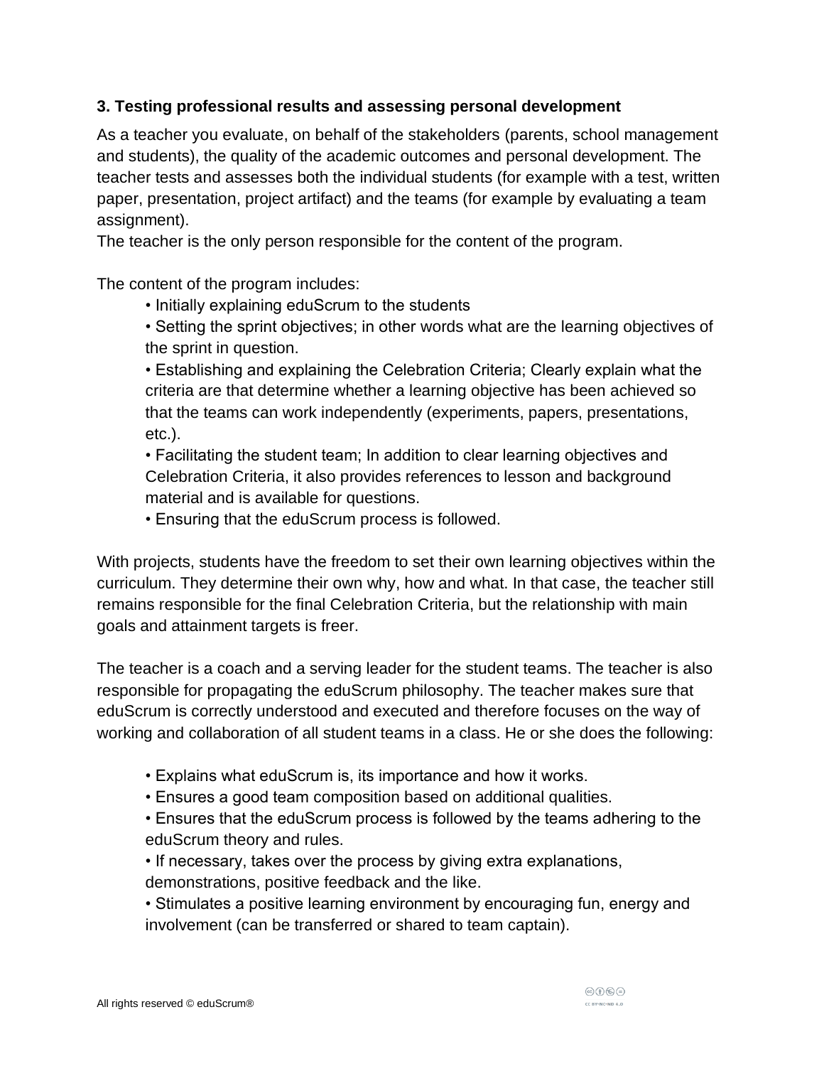**3. Testing professional results and assessing personal development**

As a teacher you evaluate, on behalf of the stakeholders (parents, school management and students), the quality of the academic outcomes and personal development. The teacher tests and assesses both the individual students (for example with a test, written paper, presentation, project artifact) and the teams (for example by evaluating a team assignment).
The teacher is the only person responsible for the content of the program.

The content of the program includes:

- Initially explaining eduScrum to the students
- Setting the sprint objectives; in other words what are the learning objectives of the sprint in question.
- Establishing and explaining the Celebration Criteria; Clearly explain what the criteria are that determine whether a learning objective has been achieved so that the teams can work independently (experiments, papers, presentations, etc.).
- Facilitating the student team; In addition to clear learning objectives and Celebration Criteria, it also provides references to lesson and background material and is available for questions.
- Ensuring that the eduScrum process is followed.

With projects, students have the freedom to set their own learning objectives within the curriculum. They determine their own why, how and what. In that case, the teacher still remains responsible for the final Celebration Criteria, but the relationship with main goals and attainment targets is freer.

The teacher is a coach and a serving leader for the student teams. The teacher is also responsible for propagating the eduScrum philosophy. The teacher makes sure that eduScrum is correctly understood and executed and therefore focuses on the way of working and collaboration of all student teams in a class. He or she does the following:

- Explains what eduScrum is, its importance and how it works.
- Ensures a good team composition based on additional qualities.
- Ensures that the eduScrum process is followed by the teams adhering to the eduScrum theory and rules.
- If necessary, takes over the process by giving extra explanations, demonstrations, positive feedback and the like.
- Stimulates a positive learning environment by encouraging fun, energy and involvement (can be transferred or shared to team captain).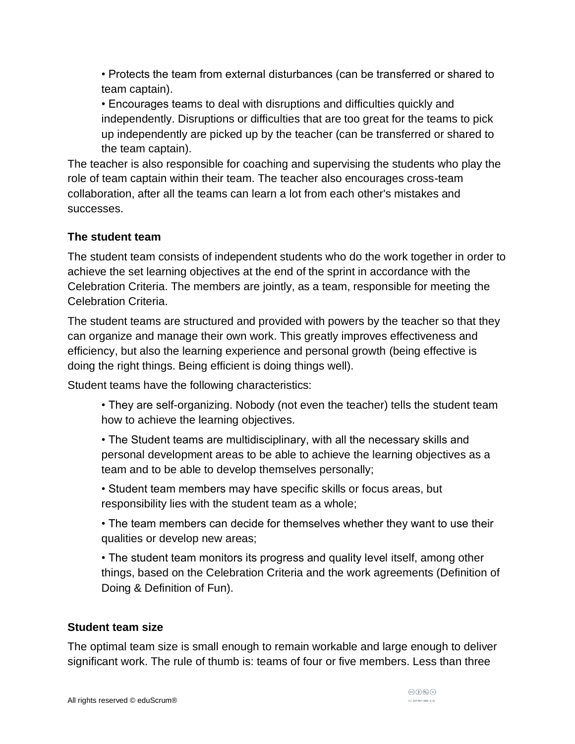- Protects the team from external disturbances (can be transferred or shared to team captain).
- Encourages teams to deal with disruptions and difficulties quickly and independently. Disruptions or difficulties that are too great for the teams to pick up independently are picked up by the teacher (can be transferred or shared to the team captain).

The teacher is also responsible for coaching and supervising the students who play the role of team captain within their team. The teacher also encourages cross-team collaboration, after all the teams can learn a lot from each other's mistakes and successes.

**The student team**

The student team consists of independent students who do the work together in order to achieve the set learning objectives at the end of the sprint in accordance with the Celebration Criteria. The members are jointly, as a team, responsible for meeting the Celebration Criteria.

The student teams are structured and provided with powers by the teacher so that they can organize and manage their own work. This greatly improves effectiveness and efficiency, but also the learning experience and personal growth (being effective is doing the right things. Being efficient is doing things well).

Student teams have the following characteristics:

- They are self-organizing. Nobody (not even the teacher) tells the student team how to achieve the learning objectives.
- The Student teams are multidisciplinary, with all the necessary skills and personal development areas to be able to achieve the learning objectives as a team and to be able to develop themselves personally;
- Student team members may have specific skills or focus areas, but responsibility lies with the student team as a whole;
- The team members can decide for themselves whether they want to use their qualities or develop new areas;
- The student team monitors its progress and quality level itself, among other things, based on the Celebration Criteria and the work agreements (Definition of Doing & Definition of Fun).

**Student team size**

The optimal team size is small enough to remain workable and large enough to deliver significant work. The rule of thumb is: teams of four or five members. Less than three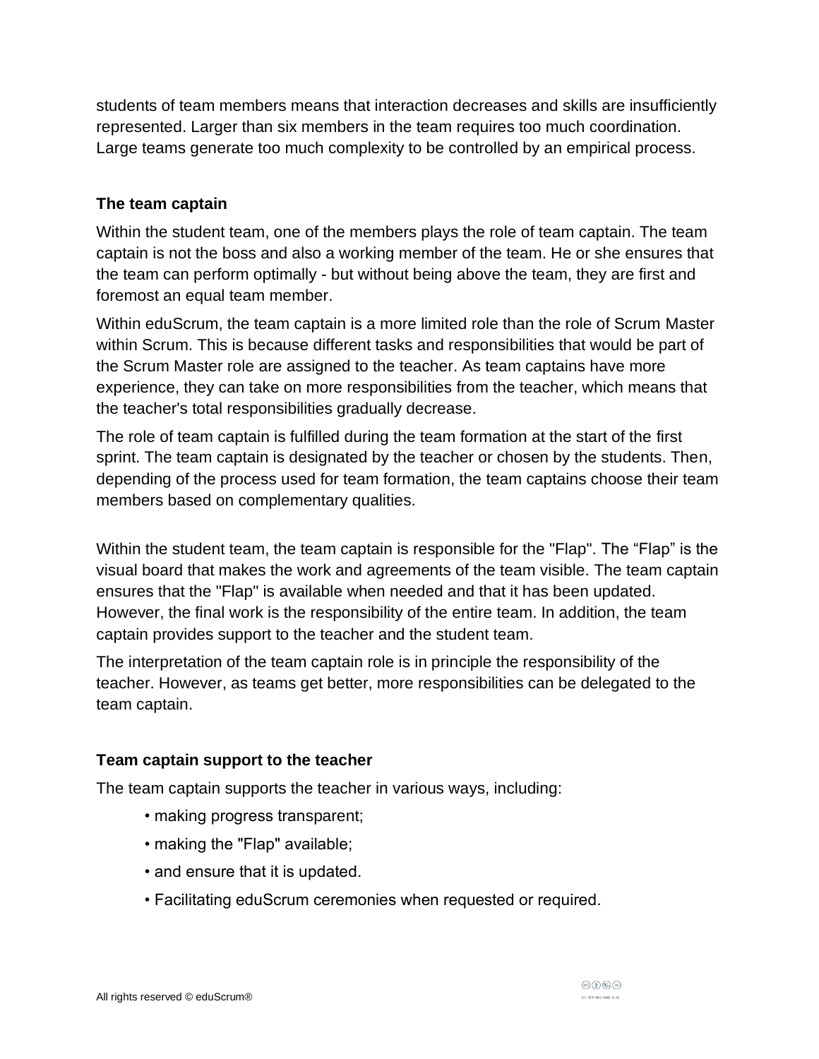students of team members means that interaction decreases and skills are insufficiently represented. Larger than six members in the team requires too much coordination. Large teams generate too much complexity to be controlled by an empirical process.

### The team captain

Within the student team, one of the members plays the role of team captain. The team captain is not the boss and also a working member of the team. He or she ensures that the team can perform optimally - but without being above the team, they are first and foremost an equal team member.

Within eduScrum, the team captain is a more limited role than the role of Scrum Master within Scrum. This is because different tasks and responsibilities that would be part of the Scrum Master role are assigned to the teacher. As team captains have more experience, they can take on more responsibilities from the teacher, which means that the teacher's total responsibilities gradually decrease.

The role of team captain is fulfilled during the team formation at the start of the first sprint. The team captain is designated by the teacher or chosen by the students. Then, depending of the process used for team formation, the team captains choose their team members based on complementary qualities.

Within the student team, the team captain is responsible for the "Flap". The “Flap” is the visual board that makes the work and agreements of the team visible. The team captain ensures that the "Flap" is available when needed and that it has been updated. However, the final work is the responsibility of the entire team. In addition, the team captain provides support to the teacher and the student team.

The interpretation of the team captain role is in principle the responsibility of the teacher. However, as teams get better, more responsibilities can be delegated to the team captain.

### Team captain support to the teacher

The team captain supports the teacher in various ways, including:

- making progress transparent;
- making the "Flap" available;
- and ensure that it is updated.
- Facilitating eduScrum ceremonies when requested or required.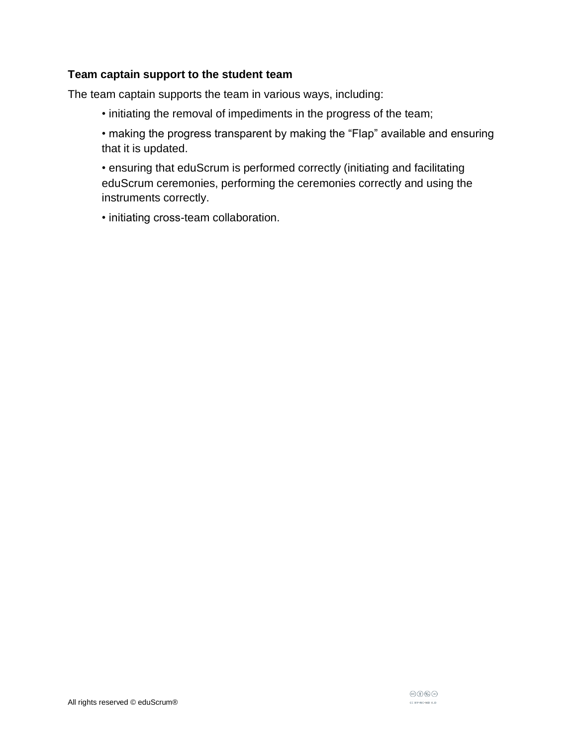**Team captain support to the student team**

The team captain supports the team in various ways, including:

- initiating the removal of impediments in the progress of the team;
- making the progress transparent by making the "Flap" available and ensuring that it is updated.
- ensuring that eduScrum is performed correctly (initiating and facilitating eduScrum ceremonies, performing the ceremonies correctly and using the instruments correctly.
- initiating cross-team collaboration.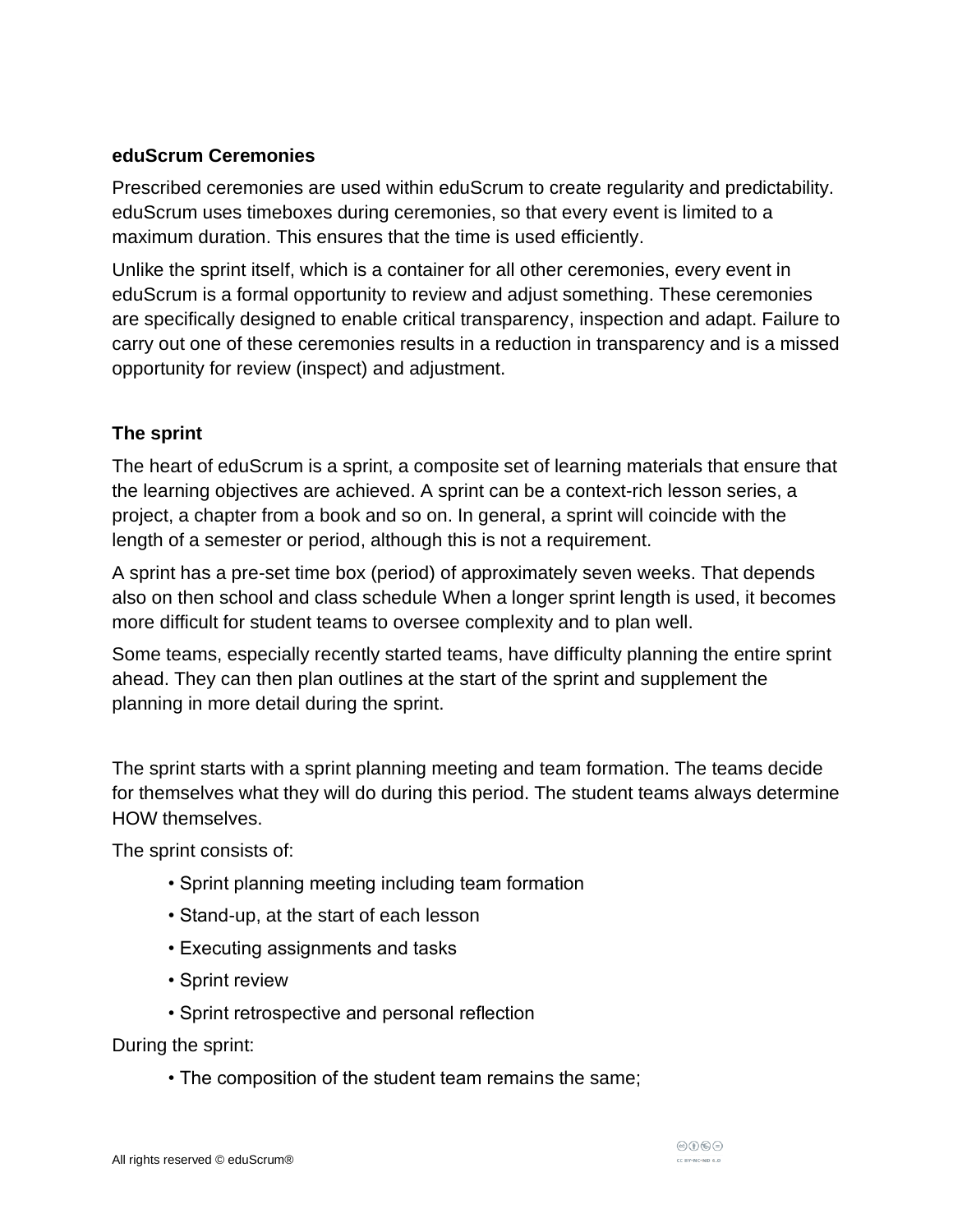### eduScrum Ceremonies

Prescribed ceremonies are used within eduScrum to create regularity and predictability. eduScrum uses timeboxes during ceremonies, so that every event is limited to a maximum duration. This ensures that the time is used efficiently.

Unlike the sprint itself, which is a container for all other ceremonies, every event in eduScrum is a formal opportunity to review and adjust something. These ceremonies are specifically designed to enable critical transparency, inspection and adapt. Failure to carry out one of these ceremonies results in a reduction in transparency and is a missed opportunity for review (inspect) and adjustment.

### The sprint

The heart of eduScrum is a sprint, a composite set of learning materials that ensure that the learning objectives are achieved. A sprint can be a context-rich lesson series, a project, a chapter from a book and so on. In general, a sprint will coincide with the length of a semester or period, although this is not a requirement.

A sprint has a pre-set time box (period) of approximately seven weeks. That depends also on then school and class schedule When a longer sprint length is used, it becomes more difficult for student teams to oversee complexity and to plan well.

Some teams, especially recently started teams, have difficulty planning the entire sprint ahead. They can then plan outlines at the start of the sprint and supplement the planning in more detail during the sprint.

The sprint starts with a sprint planning meeting and team formation. The teams decide for themselves what they will do during this period. The student teams always determine HOW themselves.

The sprint consists of:

- Sprint planning meeting including team formation
- Stand-up, at the start of each lesson
- Executing assignments and tasks
- Sprint review
- Sprint retrospective and personal reflection

During the sprint:

- The composition of the student team remains the same;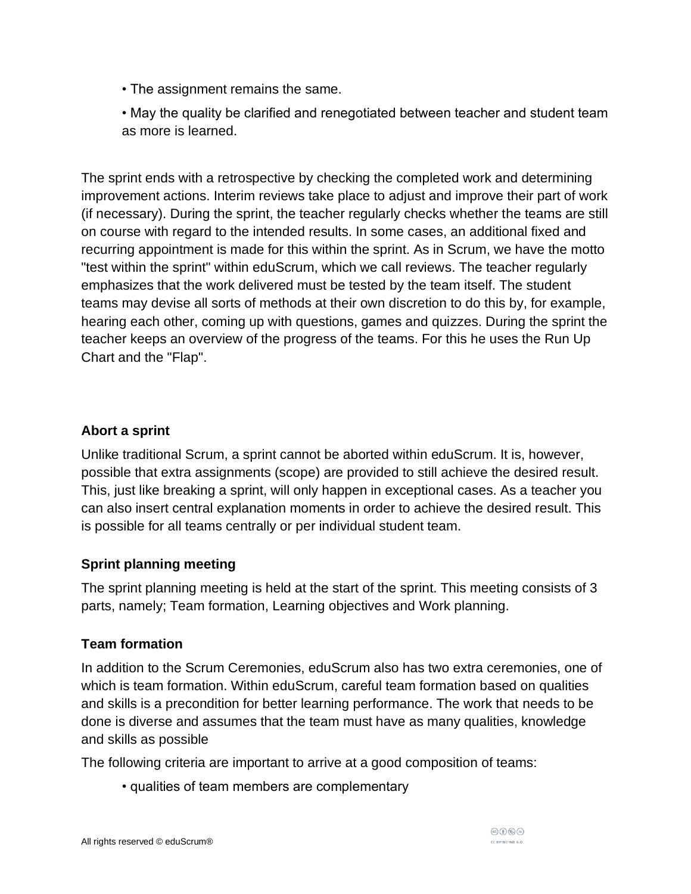- The assignment remains the same.
- May the quality be clarified and renegotiated between teacher and student team as more is learned.

The sprint ends with a retrospective by checking the completed work and determining improvement actions. Interim reviews take place to adjust and improve their part of work (if necessary). During the sprint, the teacher regularly checks whether the teams are still on course with regard to the intended results. In some cases, an additional fixed and recurring appointment is made for this within the sprint. As in Scrum, we have the motto "test within the sprint" within eduScrum, which we call reviews. The teacher regularly emphasizes that the work delivered must be tested by the team itself. The student teams may devise all sorts of methods at their own discretion to do this by, for example, hearing each other, coming up with questions, games and quizzes. During the sprint the teacher keeps an overview of the progress of the teams. For this he uses the Run Up Chart and the "Flap".

### Abort a sprint

Unlike traditional Scrum, a sprint cannot be aborted within eduScrum. It is, however, possible that extra assignments (scope) are provided to still achieve the desired result. This, just like breaking a sprint, will only happen in exceptional cases. As a teacher you can also insert central explanation moments in order to achieve the desired result. This is possible for all teams centrally or per individual student team.

### Sprint planning meeting

The sprint planning meeting is held at the start of the sprint. This meeting consists of 3 parts, namely; Team formation, Learning objectives and Work planning.

### Team formation

In addition to the Scrum Ceremonies, eduScrum also has two extra ceremonies, one of which is team formation. Within eduScrum, careful team formation based on qualities and skills is a precondition for better learning performance. The work that needs to be done is diverse and assumes that the team must have as many qualities, knowledge and skills as possible

The following criteria are important to arrive at a good composition of teams:

- qualities of team members are complementary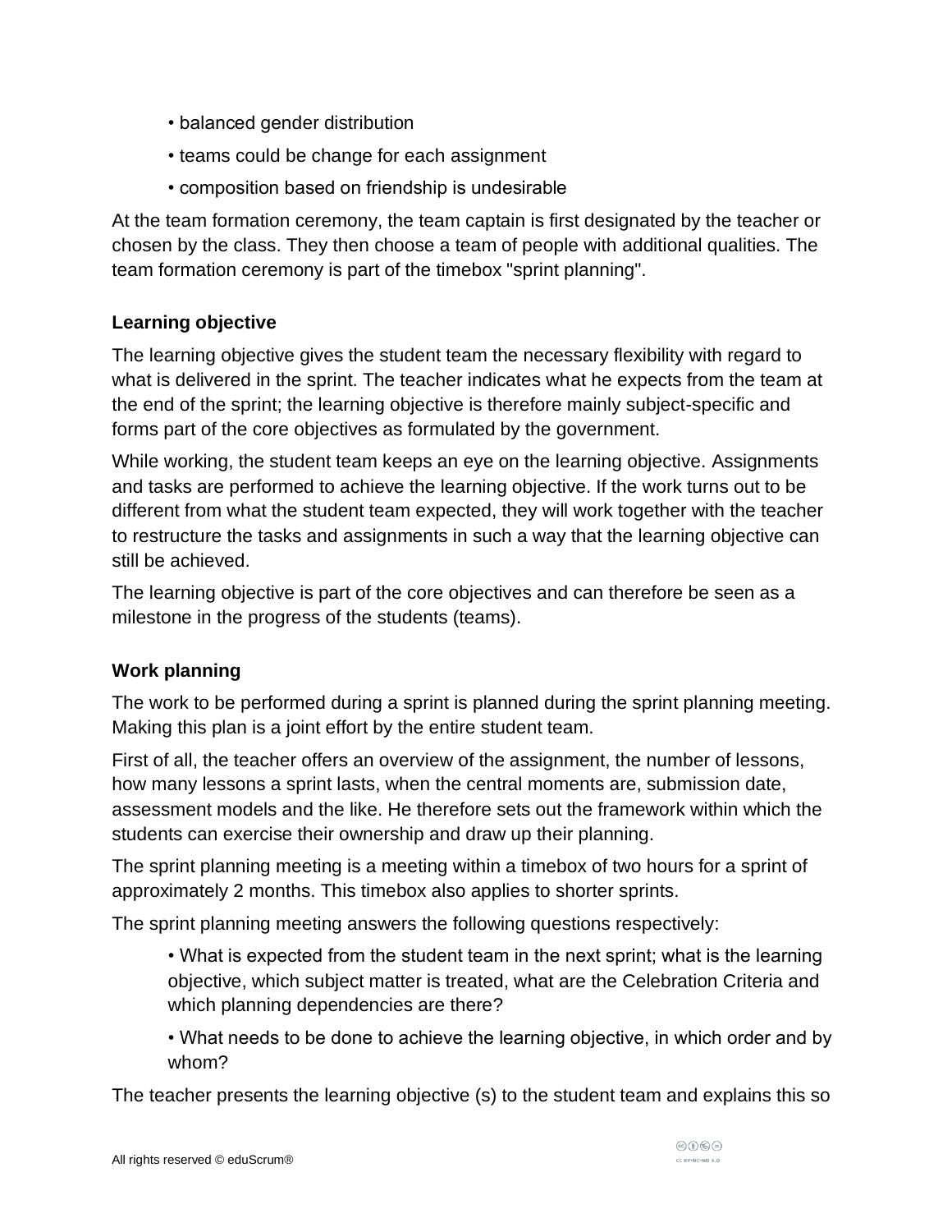- balanced gender distribution
- teams could be change for each assignment
- composition based on friendship is undesirable

At the team formation ceremony, the team captain is first designated by the teacher or chosen by the class. They then choose a team of people with additional qualities. The team formation ceremony is part of the timebox "sprint planning".

### Learning objective

The learning objective gives the student team the necessary flexibility with regard to what is delivered in the sprint. The teacher indicates what he expects from the team at the end of the sprint; the learning objective is therefore mainly subject-specific and forms part of the core objectives as formulated by the government.

While working, the student team keeps an eye on the learning objective. Assignments and tasks are performed to achieve the learning objective. If the work turns out to be different from what the student team expected, they will work together with the teacher to restructure the tasks and assignments in such a way that the learning objective can still be achieved.

The learning objective is part of the core objectives and can therefore be seen as a milestone in the progress of the students (teams).

### Work planning

The work to be performed during a sprint is planned during the sprint planning meeting. Making this plan is a joint effort by the entire student team.

First of all, the teacher offers an overview of the assignment, the number of lessons, how many lessons a sprint lasts, when the central moments are, submission date, assessment models and the like. He therefore sets out the framework within which the students can exercise their ownership and draw up their planning.

The sprint planning meeting is a meeting within a timebox of two hours for a sprint of approximately 2 months. This timebox also applies to shorter sprints.

The sprint planning meeting answers the following questions respectively:

- What is expected from the student team in the next sprint; what is the learning objective, which subject matter is treated, what are the Celebration Criteria and which planning dependencies are there?
- What needs to be done to achieve the learning objective, in which order and by whom?

The teacher presents the learning objective (s) to the student team and explains this so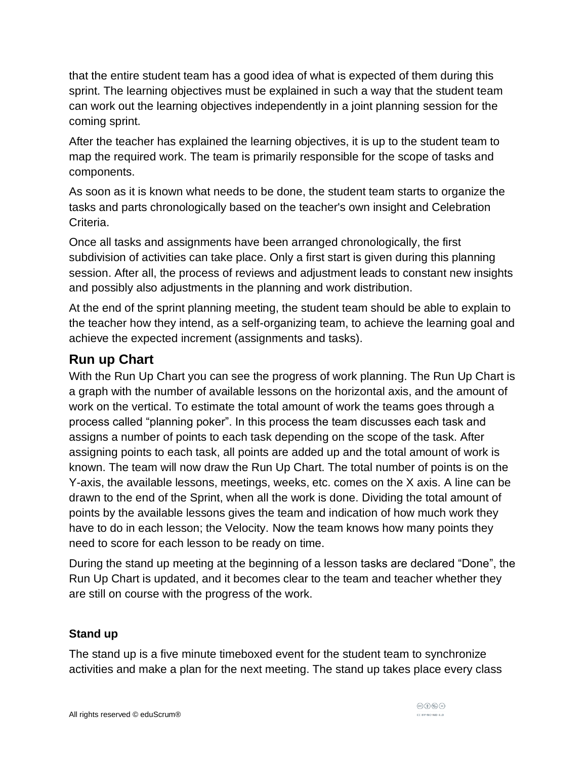that the entire student team has a good idea of what is expected of them during this sprint. The learning objectives must be explained in such a way that the student team can work out the learning objectives independently in a joint planning session for the coming sprint.

After the teacher has explained the learning objectives, it is up to the student team to map the required work. The team is primarily responsible for the scope of tasks and components.

As soon as it is known what needs to be done, the student team starts to organize the tasks and parts chronologically based on the teacher's own insight and Celebration Criteria.

Once all tasks and assignments have been arranged chronologically, the first subdivision of activities can take place. Only a first start is given during this planning session. After all, the process of reviews and adjustment leads to constant new insights and possibly also adjustments in the planning and work distribution.

At the end of the sprint planning meeting, the student team should be able to explain to the teacher how they intend, as a self-organizing team, to achieve the learning goal and achieve the expected increment (assignments and tasks).

## Run up Chart

With the Run Up Chart you can see the progress of work planning. The Run Up Chart is a graph with the number of available lessons on the horizontal axis, and the amount of work on the vertical. To estimate the total amount of work the teams goes through a process called "planning poker". In this process the team discusses each task and assigns a number of points to each task depending on the scope of the task. After assigning points to each task, all points are added up and the total amount of work is known. The team will now draw the Run Up Chart. The total number of points is on the Y-axis, the available lessons, meetings, weeks, etc. comes on the X axis. A line can be drawn to the end of the Sprint, when all the work is done. Dividing the total amount of points by the available lessons gives the team and indication of how much work they have to do in each lesson; the Velocity. Now the team knows how many points they need to score for each lesson to be ready on time.

During the stand up meeting at the beginning of a lesson tasks are declared "Done", the Run Up Chart is updated, and it becomes clear to the team and teacher whether they are still on course with the progress of the work.

### Stand up

The stand up is a five minute timeboxed event for the student team to synchronize activities and make a plan for the next meeting. The stand up takes place every class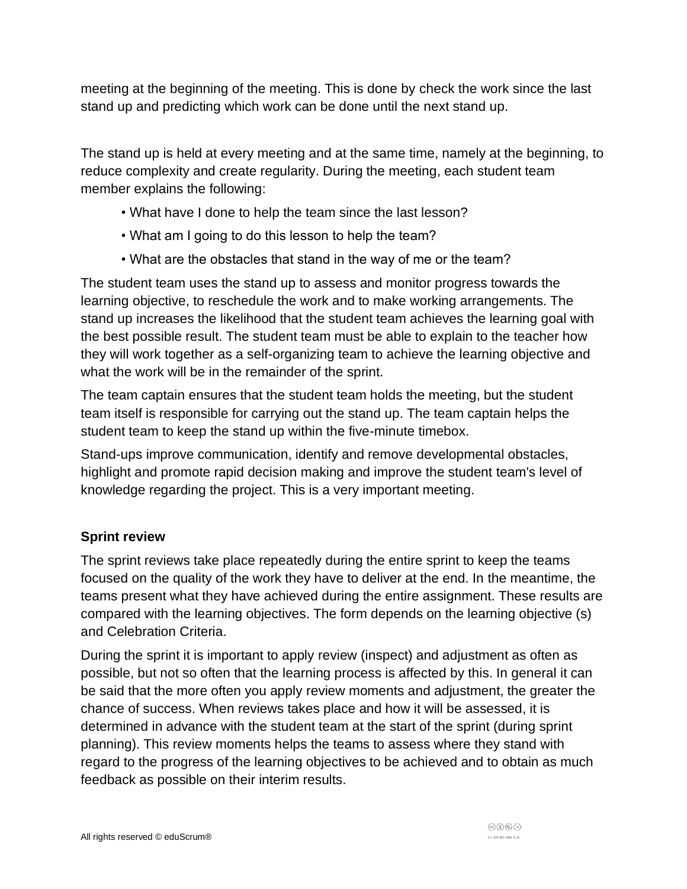meeting at the beginning of the meeting. This is done by check the work since the last stand up and predicting which work can be done until the next stand up.

The stand up is held at every meeting and at the same time, namely at the beginning, to reduce complexity and create regularity. During the meeting, each student team member explains the following:

- What have I done to help the team since the last lesson?
- What am I going to do this lesson to help the team?
- What are the obstacles that stand in the way of me or the team?

The student team uses the stand up to assess and monitor progress towards the learning objective, to reschedule the work and to make working arrangements. The stand up increases the likelihood that the student team achieves the learning goal with the best possible result. The student team must be able to explain to the teacher how they will work together as a self-organizing team to achieve the learning objective and what the work will be in the remainder of the sprint.

The team captain ensures that the student team holds the meeting, but the student team itself is responsible for carrying out the stand up. The team captain helps the student team to keep the stand up within the five-minute timebox.

Stand-ups improve communication, identify and remove developmental obstacles, highlight and promote rapid decision making and improve the student team's level of knowledge regarding the project. This is a very important meeting.

**Sprint review**

The sprint reviews take place repeatedly during the entire sprint to keep the teams focused on the quality of the work they have to deliver at the end. In the meantime, the teams present what they have achieved during the entire assignment. These results are compared with the learning objectives. The form depends on the learning objective (s) and Celebration Criteria.

During the sprint it is important to apply review (inspect) and adjustment as often as possible, but not so often that the learning process is affected by this. In general it can be said that the more often you apply review moments and adjustment, the greater the chance of success. When reviews takes place and how it will be assessed, it is determined in advance with the student team at the start of the sprint (during sprint planning). This review moments helps the teams to assess where they stand with regard to the progress of the learning objectives to be achieved and to obtain as much feedback as possible on their interim results.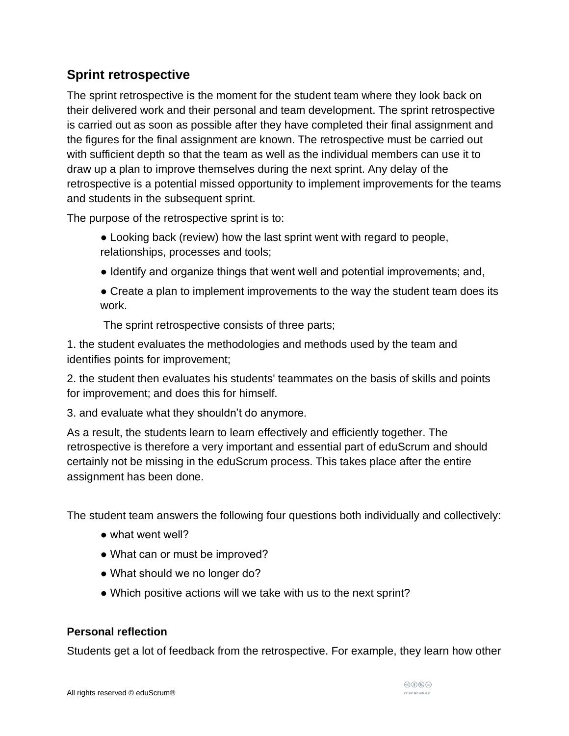## Sprint retrospective

The sprint retrospective is the moment for the student team where they look back on their delivered work and their personal and team development. The sprint retrospective is carried out as soon as possible after they have completed their final assignment and the figures for the final assignment are known. The retrospective must be carried out with sufficient depth so that the team as well as the individual members can use it to draw up a plan to improve themselves during the next sprint. Any delay of the retrospective is a potential missed opportunity to implement improvements for the teams and students in the subsequent sprint.

The purpose of the retrospective sprint is to:

- Looking back (review) how the last sprint went with regard to people, relationships, processes and tools;
- Identify and organize things that went well and potential improvements; and,
- Create a plan to implement improvements to the way the student team does its work.

The sprint retrospective consists of three parts;

1. the student evaluates the methodologies and methods used by the team and identifies points for improvement;
2. the student then evaluates his students' teammates on the basis of skills and points for improvement; and does this for himself.
3. and evaluate what they shouldn't do anymore.

As a result, the students learn to learn effectively and efficiently together. The retrospective is therefore a very important and essential part of eduScrum and should certainly not be missing in the eduScrum process. This takes place after the entire assignment has been done.

The student team answers the following four questions both individually and collectively:

- what went well?
- What can or must be improved?
- What should we no longer do?
- Which positive actions will we take with us to the next sprint?

### Personal reflection

Students get a lot of feedback from the retrospective. For example, they learn how other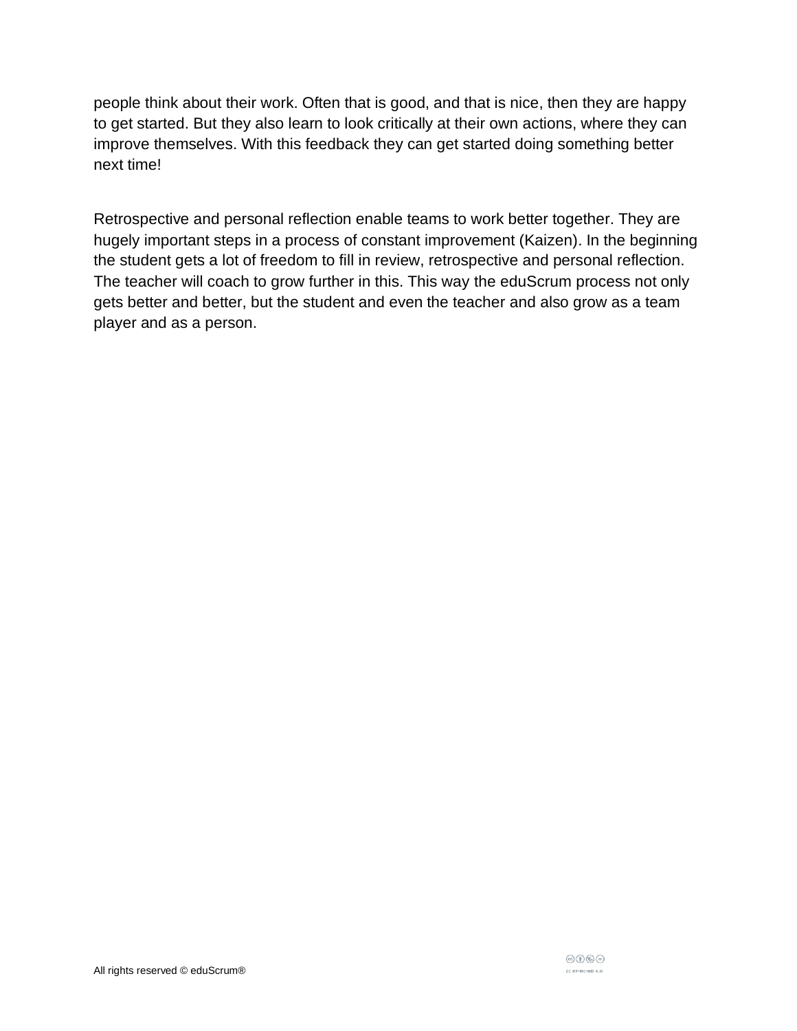people think about their work. Often that is good, and that is nice, then they are happy to get started. But they also learn to look critically at their own actions, where they can improve themselves. With this feedback they can get started doing something better next time!

Retrospective and personal reflection enable teams to work better together. They are hugely important steps in a process of constant improvement (Kaizen). In the beginning the student gets a lot of freedom to fill in review, retrospective and personal reflection. The teacher will coach to grow further in this. This way the eduScrum process not only gets better and better, but the student and even the teacher and also grow as a team player and as a person.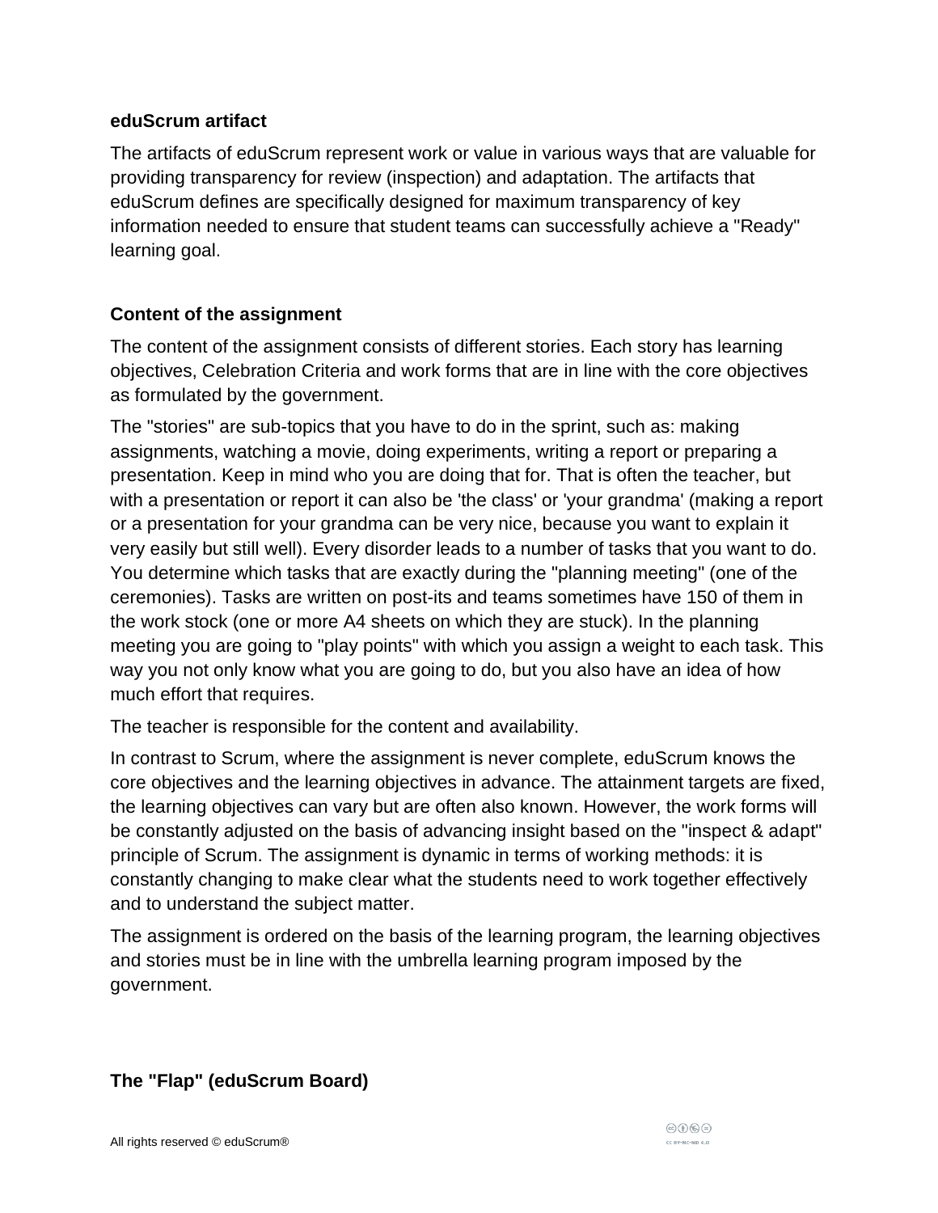### eduScrum artifact

The artifacts of eduScrum represent work or value in various ways that are valuable for providing transparency for review (inspection) and adaptation. The artifacts that eduScrum defines are specifically designed for maximum transparency of key information needed to ensure that student teams can successfully achieve a "Ready" learning goal.

### Content of the assignment

The content of the assignment consists of different stories. Each story has learning objectives, Celebration Criteria and work forms that are in line with the core objectives as formulated by the government.

The "stories" are sub-topics that you have to do in the sprint, such as: making assignments, watching a movie, doing experiments, writing a report or preparing a presentation. Keep in mind who you are doing that for. That is often the teacher, but with a presentation or report it can also be 'the class' or 'your grandma' (making a report or a presentation for your grandma can be very nice, because you want to explain it very easily but still well). Every disorder leads to a number of tasks that you want to do. You determine which tasks that are exactly during the "planning meeting" (one of the ceremonies). Tasks are written on post-its and teams sometimes have 150 of them in the work stock (one or more A4 sheets on which they are stuck). In the planning meeting you are going to "play points" with which you assign a weight to each task. This way you not only know what you are going to do, but you also have an idea of how much effort that requires.

The teacher is responsible for the content and availability.

In contrast to Scrum, where the assignment is never complete, eduScrum knows the core objectives and the learning objectives in advance. The attainment targets are fixed, the learning objectives can vary but are often also known. However, the work forms will be constantly adjusted on the basis of advancing insight based on the "inspect & adapt" principle of Scrum. The assignment is dynamic in terms of working methods: it is constantly changing to make clear what the students need to work together effectively and to understand the subject matter.

The assignment is ordered on the basis of the learning program, the learning objectives and stories must be in line with the umbrella learning program imposed by the government.

### The "Flap" (eduScrum Board)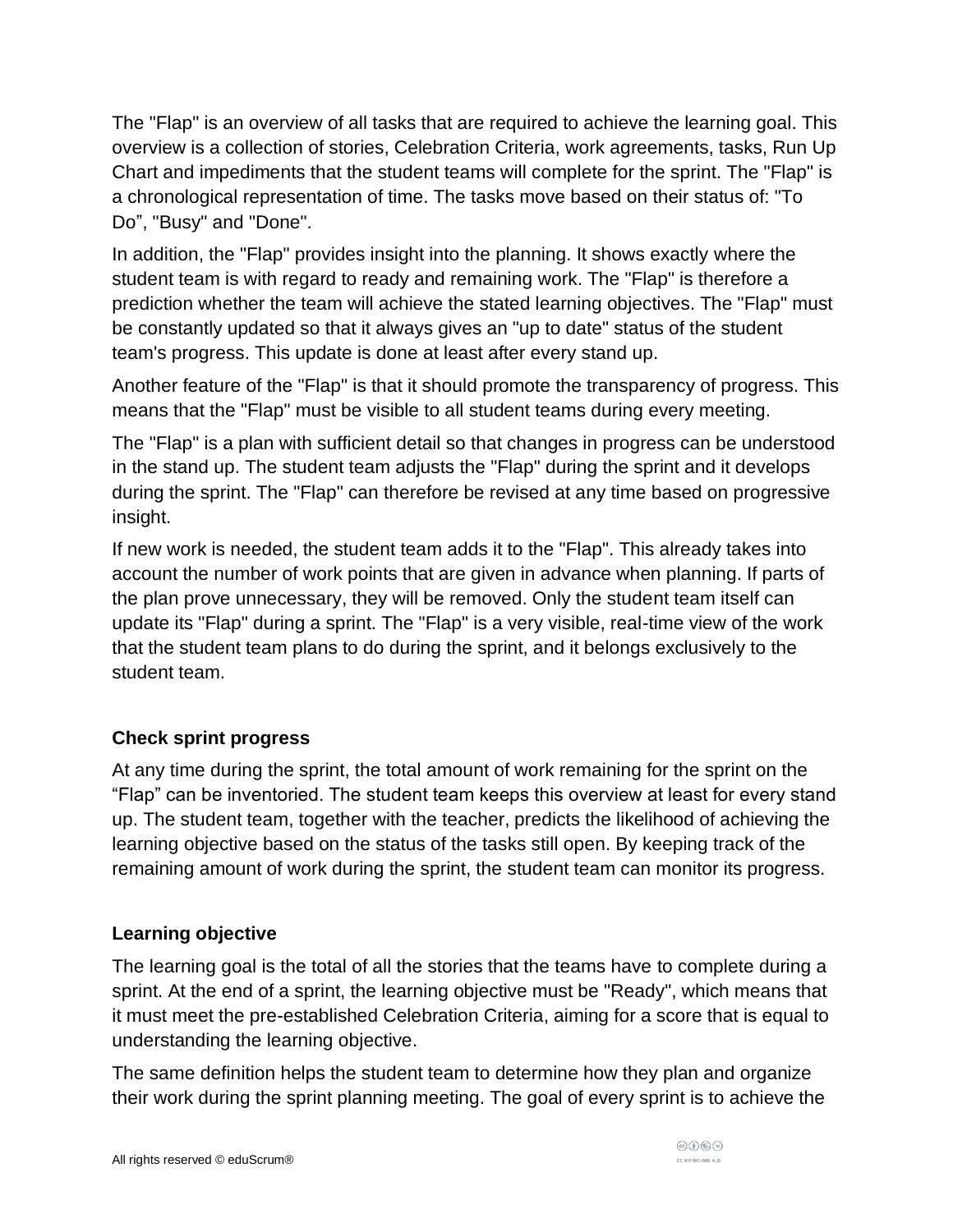The "Flap" is an overview of all tasks that are required to achieve the learning goal. This overview is a collection of stories, Celebration Criteria, work agreements, tasks, Run Up Chart and impediments that the student teams will complete for the sprint. The "Flap" is a chronological representation of time. The tasks move based on their status of: "To Do", "Busy" and "Done".

In addition, the "Flap" provides insight into the planning. It shows exactly where the student team is with regard to ready and remaining work. The "Flap" is therefore a prediction whether the team will achieve the stated learning objectives. The "Flap" must be constantly updated so that it always gives an "up to date" status of the student team's progress. This update is done at least after every stand up.

Another feature of the "Flap" is that it should promote the transparency of progress. This means that the "Flap" must be visible to all student teams during every meeting.

The "Flap" is a plan with sufficient detail so that changes in progress can be understood in the stand up. The student team adjusts the "Flap" during the sprint and it develops during the sprint. The "Flap" can therefore be revised at any time based on progressive insight.

If new work is needed, the student team adds it to the "Flap". This already takes into account the number of work points that are given in advance when planning. If parts of the plan prove unnecessary, they will be removed. Only the student team itself can update its "Flap" during a sprint. The "Flap" is a very visible, real-time view of the work that the student team plans to do during the sprint, and it belongs exclusively to the student team.

### Check sprint progress

At any time during the sprint, the total amount of work remaining for the sprint on the "Flap" can be inventoried. The student team keeps this overview at least for every stand up. The student team, together with the teacher, predicts the likelihood of achieving the learning objective based on the status of the tasks still open. By keeping track of the remaining amount of work during the sprint, the student team can monitor its progress.

### Learning objective

The learning goal is the total of all the stories that the teams have to complete during a sprint. At the end of a sprint, the learning objective must be "Ready", which means that it must meet the pre-established Celebration Criteria, aiming for a score that is equal to understanding the learning objective.

The same definition helps the student team to determine how they plan and organize their work during the sprint planning meeting. The goal of every sprint is to achieve the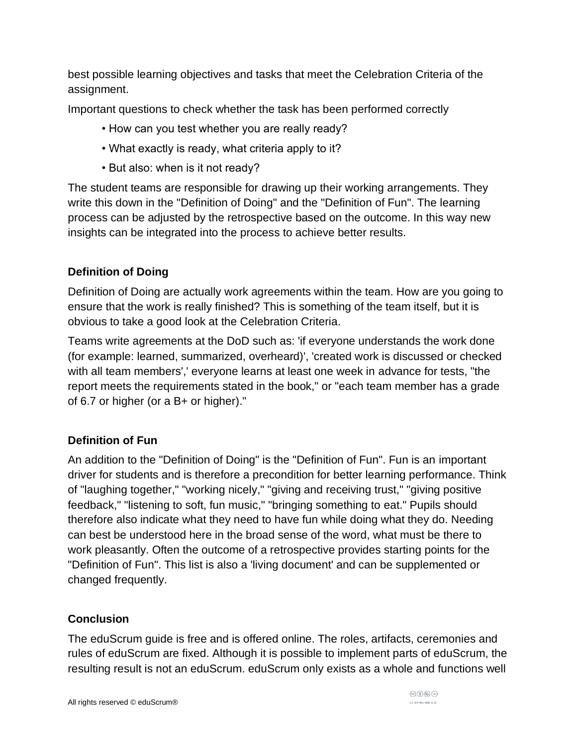best possible learning objectives and tasks that meet the Celebration Criteria of the assignment.

Important questions to check whether the task has been performed correctly

- How can you test whether you are really ready?
- What exactly is ready, what criteria apply to it?
- But also: when is it not ready?

The student teams are responsible for drawing up their working arrangements. They write this down in the "Definition of Doing" and the "Definition of Fun". The learning process can be adjusted by the retrospective based on the outcome. In this way new insights can be integrated into the process to achieve better results.

### Definition of Doing

Definition of Doing are actually work agreements within the team. How are you going to ensure that the work is really finished? This is something of the team itself, but it is obvious to take a good look at the Celebration Criteria.

Teams write agreements at the DoD such as: 'if everyone understands the work done (for example: learned, summarized, overheard)', 'created work is discussed or checked with all team members',' everyone learns at least one week in advance for tests, "the report meets the requirements stated in the book," or "each team member has a grade of 6.7 or higher (or a B+ or higher)."

### Definition of Fun

An addition to the "Definition of Doing" is the "Definition of Fun". Fun is an important driver for students and is therefore a precondition for better learning performance. Think of "laughing together," "working nicely," "giving and receiving trust," "giving positive feedback," "listening to soft, fun music," "bringing something to eat." Pupils should therefore also indicate what they need to have fun while doing what they do. Needing can best be understood here in the broad sense of the word, what must be there to work pleasantly. Often the outcome of a retrospective provides starting points for the "Definition of Fun". This list is also a 'living document' and can be supplemented or changed frequently.

### Conclusion

The eduScrum guide is free and is offered online. The roles, artifacts, ceremonies and rules of eduScrum are fixed. Although it is possible to implement parts of eduScrum, the resulting result is not an eduScrum. eduScrum only exists as a whole and functions well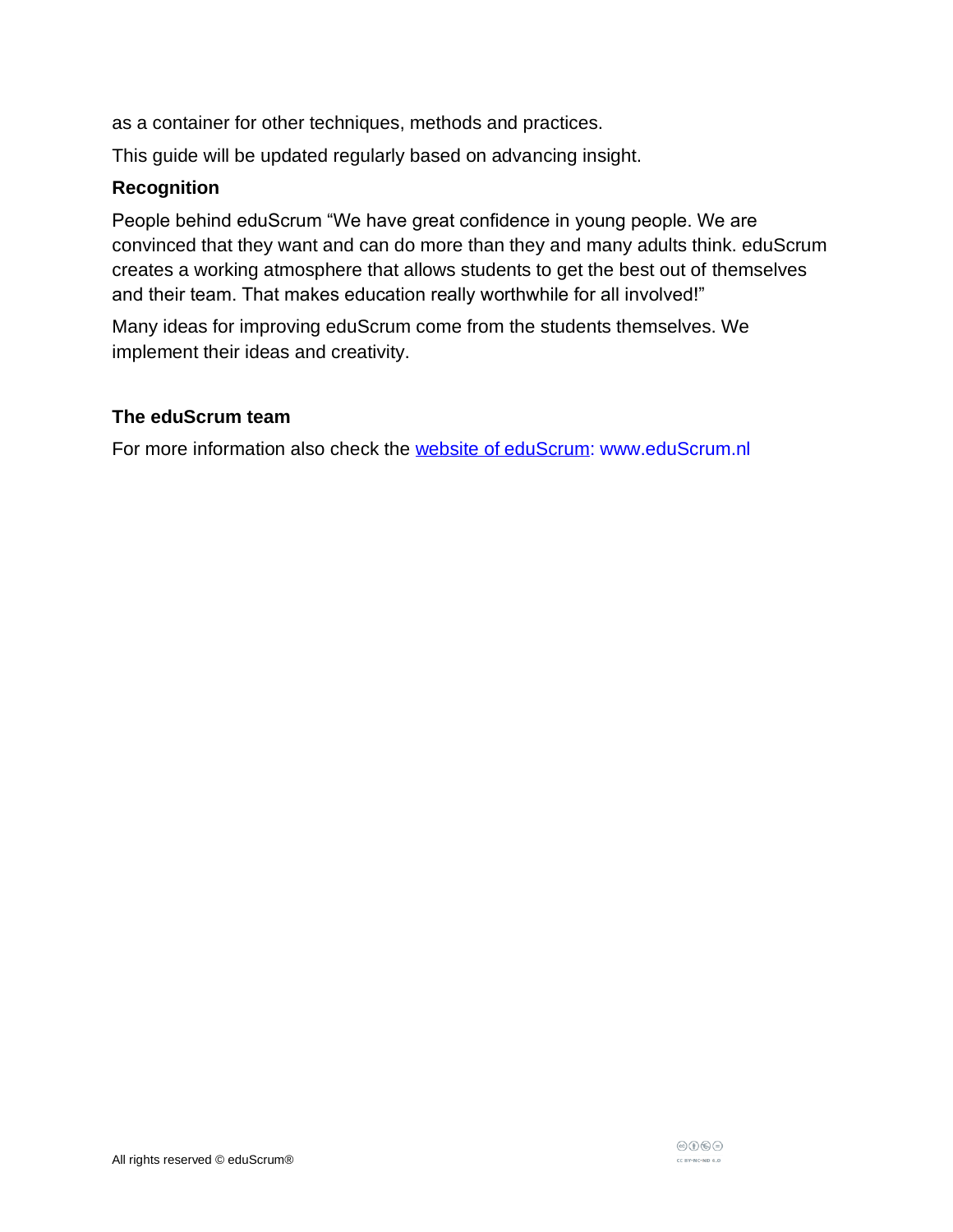as a container for other techniques, methods and practices.

This guide will be updated regularly based on advancing insight.

### Recognition

People behind eduScrum "We have great confidence in young people. We are convinced that they want and can do more than they and many adults think. eduScrum creates a working atmosphere that allows students to get the best out of themselves and their team. That makes education really worthwhile for all involved!"

Many ideas for improving eduScrum come from the students themselves. We implement their ideas and creativity.

### The eduScrum team

For more information also check the website of eduScrum: www.eduScrum.nl